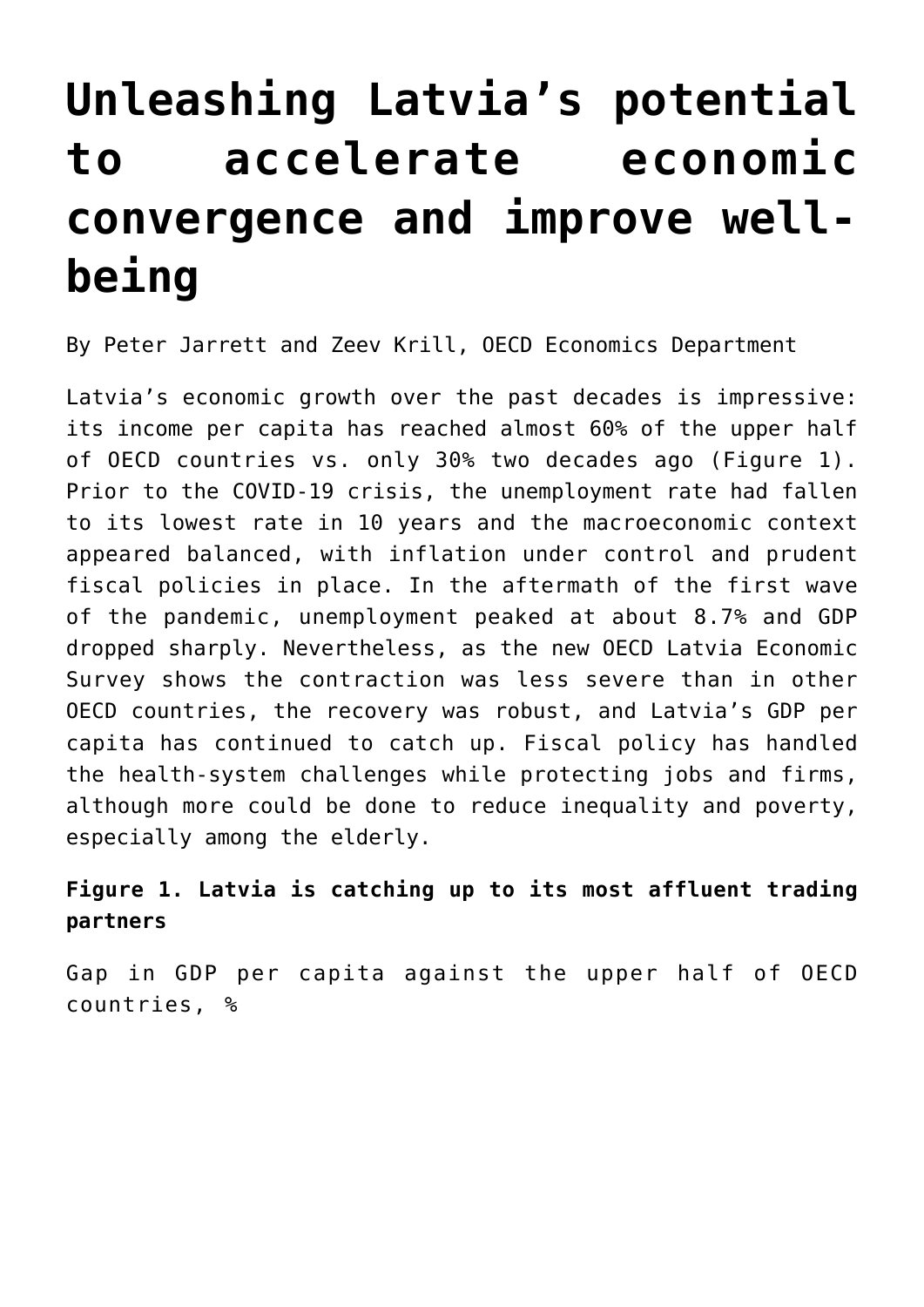# Unleashing Latvia's potential to accelerate economic convergence and improve well-being

By Peter Jarrett and Zeev Krill, OECD Economics Department

Latvia's economic growth over the past decades is impressive: its income per capita has reached almost 60% of the upper half of OECD countries vs. only 30% two decades ago (Figure 1). Prior to the COVID-19 crisis, the unemployment rate had fallen to its lowest rate in 10 years and the macroeconomic context appeared balanced, with inflation under control and prudent fiscal policies in place. In the aftermath of the first wave of the pandemic, unemployment peaked at about 8.7% and GDP dropped sharply. Nevertheless, as the new OECD Latvia Economic Survey shows the contraction was less severe than in other OECD countries, the recovery was robust, and Latvia's GDP per capita has continued to catch up. Fiscal policy has handled the health-system challenges while protecting jobs and firms, although more could be done to reduce inequality and poverty, especially among the elderly.

**Figure 1. Latvia is catching up to its most affluent trading partners**

Gap in GDP per capita against the upper half of OECD countries, %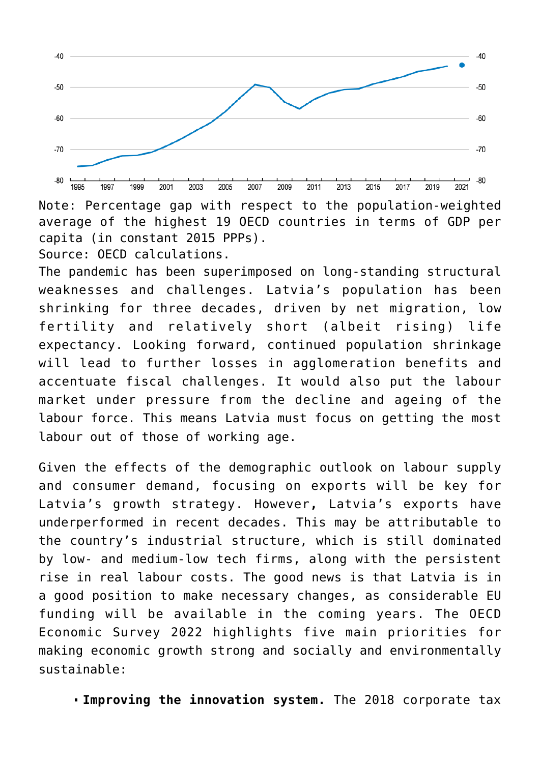Note: Percentage gap with respect to the population-weighted average of the highest 19 OECD countries in terms of GDP per capita (in constant 2015 PPPs).

Source: OECD calculations.

The pandemic has been superimposed on long-standing structural weaknesses and challenges. Latvia's population has been shrinking for three decades, driven by net migration, low fertility and relatively short (albeit rising) life expectancy. Looking forward, continued population shrinkage will lead to further losses in agglomeration benefits and accentuate fiscal challenges. It would also put the labour market under pressure from the decline and ageing of the labour force. This means Latvia must focus on getting the most labour out of those of working age.

Given the effects of the demographic outlook on labour supply and consumer demand, focusing on exports will be key for Latvia's growth strategy. However, Latvia's exports have underperformed in recent decades. This may be attributable to the country's industrial structure, which is still dominated by low- and medium-low tech firms, along with the persistent rise in real labour costs. The good news is that Latvia is in a good position to make necessary changes, as considerable EU funding will be available in the coming years. The OECD Economic Survey 2022 highlights five main priorities for making economic growth strong and socially and environmentally sustainable:

- **Improving the innovation system.** The 2018 corporate tax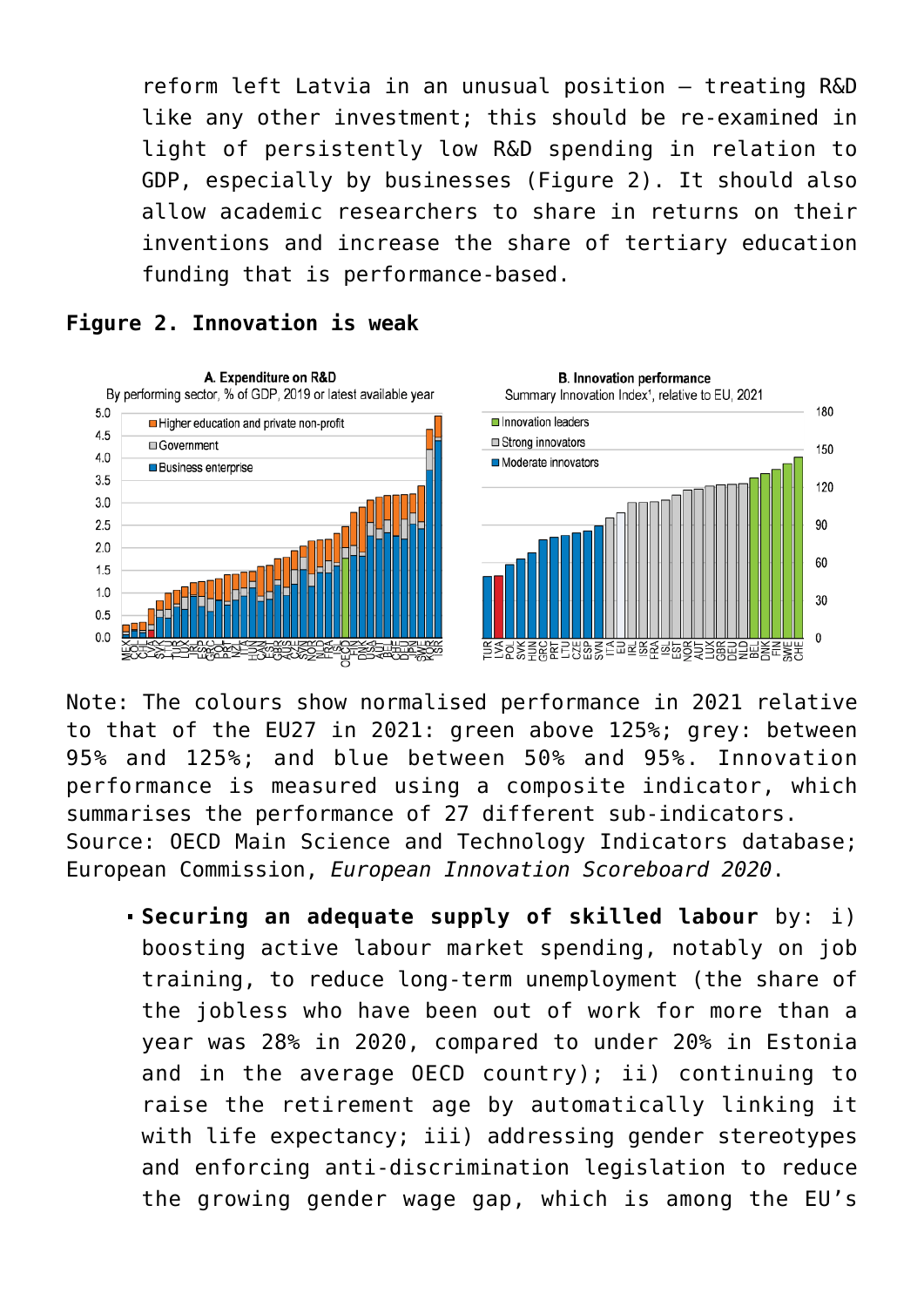reform left Latvia in an unusual position – treating R&D like any other investment; this should be re-examined in light of persistently low R&D spending in relation to GDP, especially by businesses (Figure 2). It should also allow academic researchers to share in returns on their inventions and increase the share of tertiary education funding that is performance-based.

**Figure 2. Innovation is weak**

Note: The colours show normalised performance in 2021 relative to that of the EU27 in 2021: green above 125%; grey: between 95% and 125%; and blue between 50% and 95%. Innovation performance is measured using a composite indicator, which summarises the performance of 27 different sub-indicators.
Source: OECD Main Science and Technology Indicators database; European Commission, *European Innovation Scoreboard 2020*.

- **Securing an adequate supply of skilled labour** by: i) boosting active labour market spending, notably on job training, to reduce long-term unemployment (the share of the jobless who have been out of work for more than a year was 28% in 2020, compared to under 20% in Estonia and in the average OECD country); ii) continuing to raise the retirement age by automatically linking it with life expectancy; iii) addressing gender stereotypes and enforcing anti-discrimination legislation to reduce the growing gender wage gap, which is among the EU's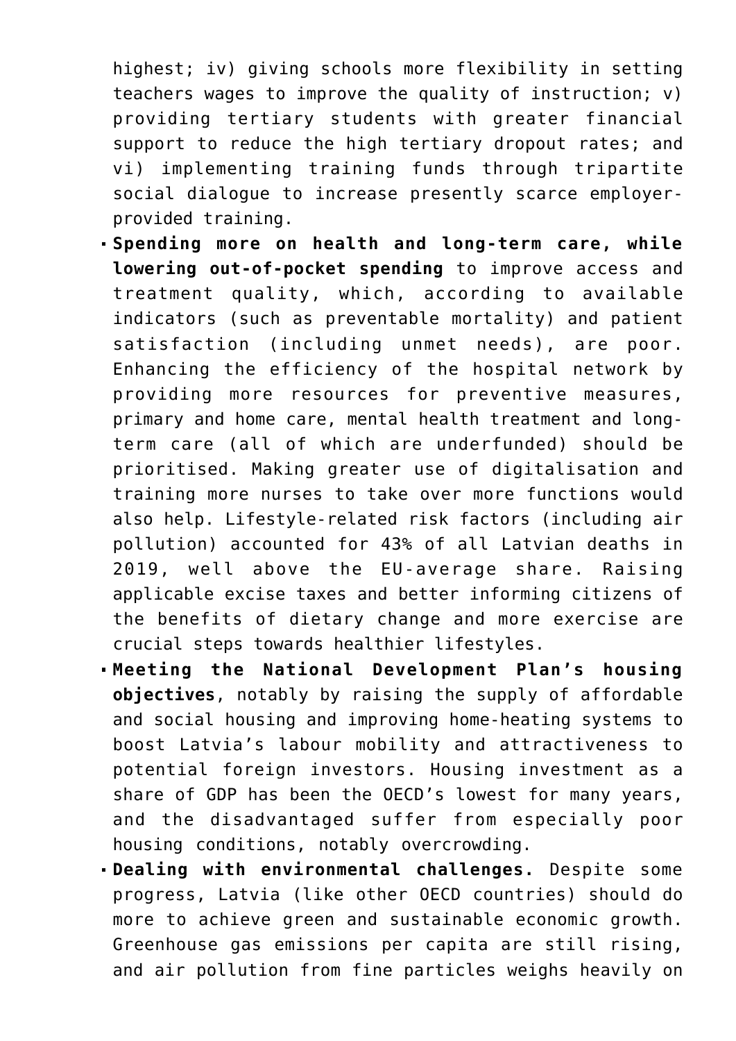highest; iv) giving schools more flexibility in setting teachers wages to improve the quality of instruction; v) providing tertiary students with greater financial support to reduce the high tertiary dropout rates; and vi) implementing training funds through tripartite social dialogue to increase presently scarce employer-provided training.

- **Spending more on health and long-term care, while lowering out-of-pocket spending** to improve access and treatment quality, which, according to available indicators (such as preventable mortality) and patient satisfaction (including unmet needs), are poor. Enhancing the efficiency of the hospital network by providing more resources for preventive measures, primary and home care, mental health treatment and long-term care (all of which are underfunded) should be prioritised. Making greater use of digitalisation and training more nurses to take over more functions would also help. Lifestyle-related risk factors (including air pollution) accounted for 43% of all Latvian deaths in 2019, well above the EU-average share. Raising applicable excise taxes and better informing citizens of the benefits of dietary change and more exercise are crucial steps towards healthier lifestyles.
- **Meeting the National Development Plan's housing objectives**, notably by raising the supply of affordable and social housing and improving home-heating systems to boost Latvia's labour mobility and attractiveness to potential foreign investors. Housing investment as a share of GDP has been the OECD's lowest for many years, and the disadvantaged suffer from especially poor housing conditions, notably overcrowding.
- **Dealing with environmental challenges.** Despite some progress, Latvia (like other OECD countries) should do more to achieve green and sustainable economic growth. Greenhouse gas emissions per capita are still rising, and air pollution from fine particles weighs heavily on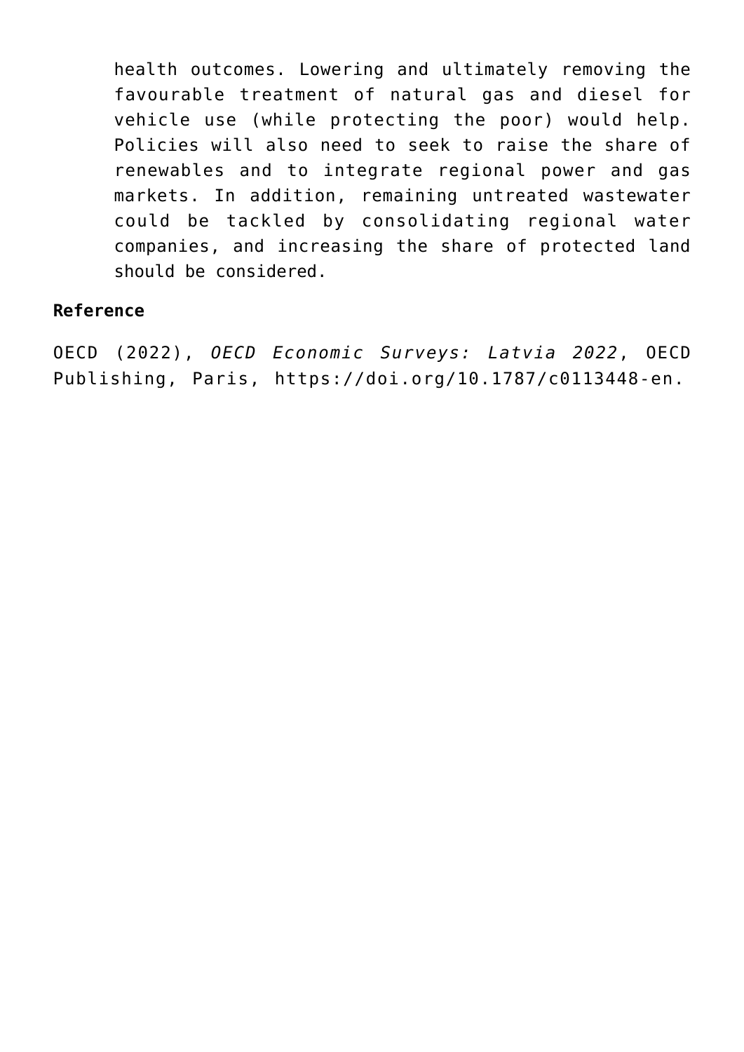health outcomes. Lowering and ultimately removing the favourable treatment of natural gas and diesel for vehicle use (while protecting the poor) would help. Policies will also need to seek to raise the share of renewables and to integrate regional power and gas markets. In addition, remaining untreated wastewater could be tackled by consolidating regional water companies, and increasing the share of protected land should be considered.

**Reference**

OECD (2022), *OECD Economic Surveys: Latvia 2022*, OECD Publishing, Paris, https://doi.org/10.1787/c0113448-en.